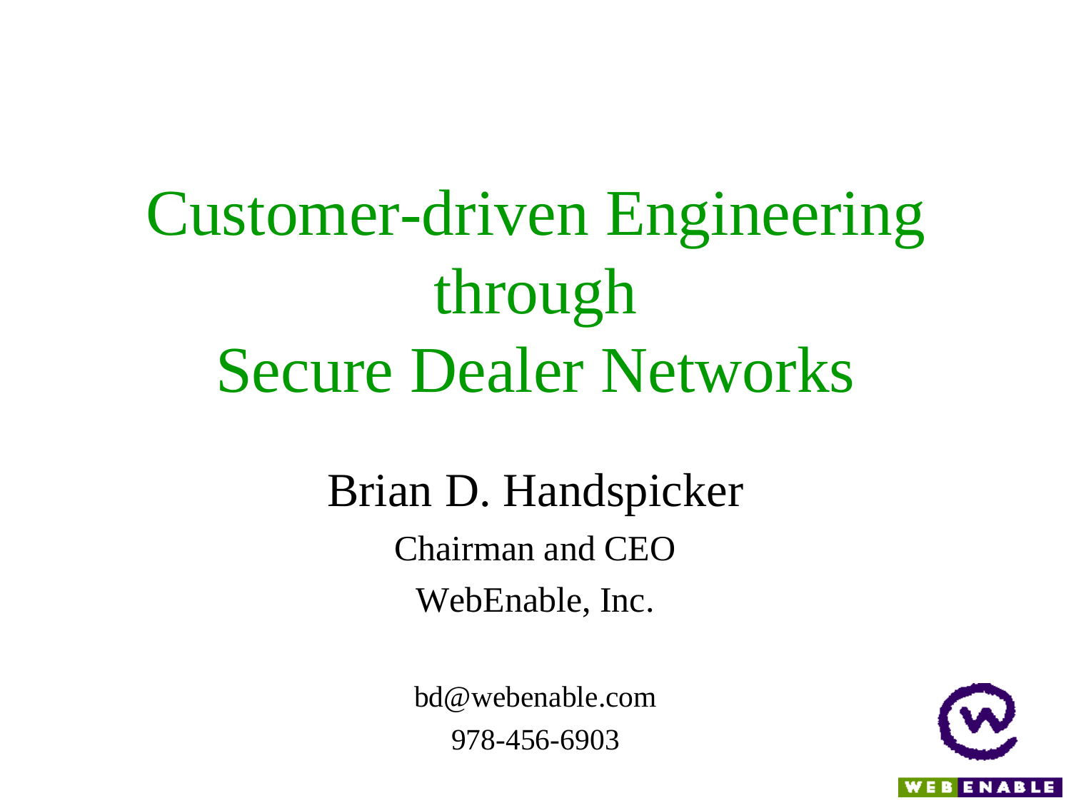# Customer-driven Engineering through Secure Dealer Networks

Brian D. Handspicker

Chairman and CEO

WebEnable, Inc.

bd@webenable.com

978-456-6903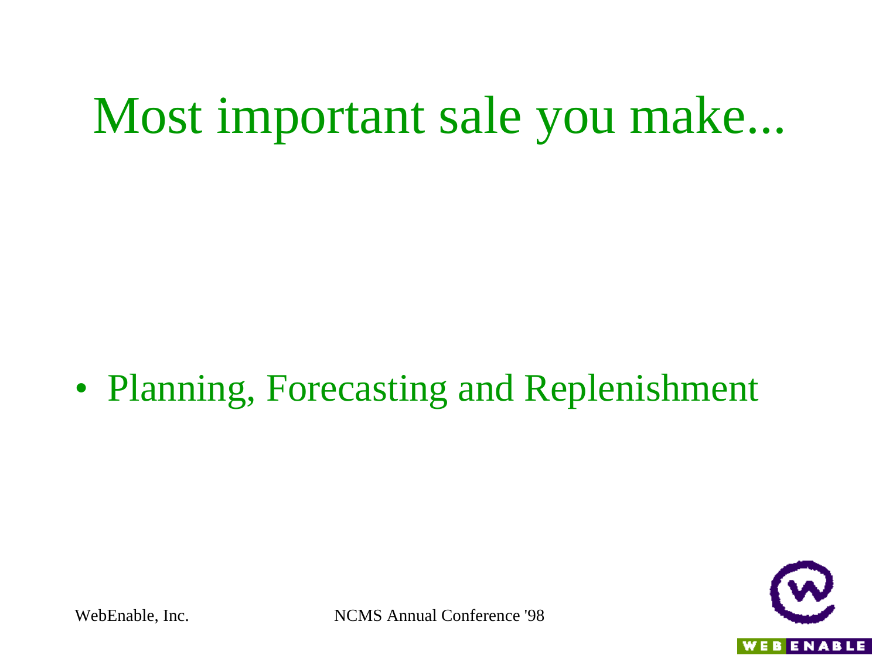# Most important sale you make...

- Planning, Forecasting and Replenishment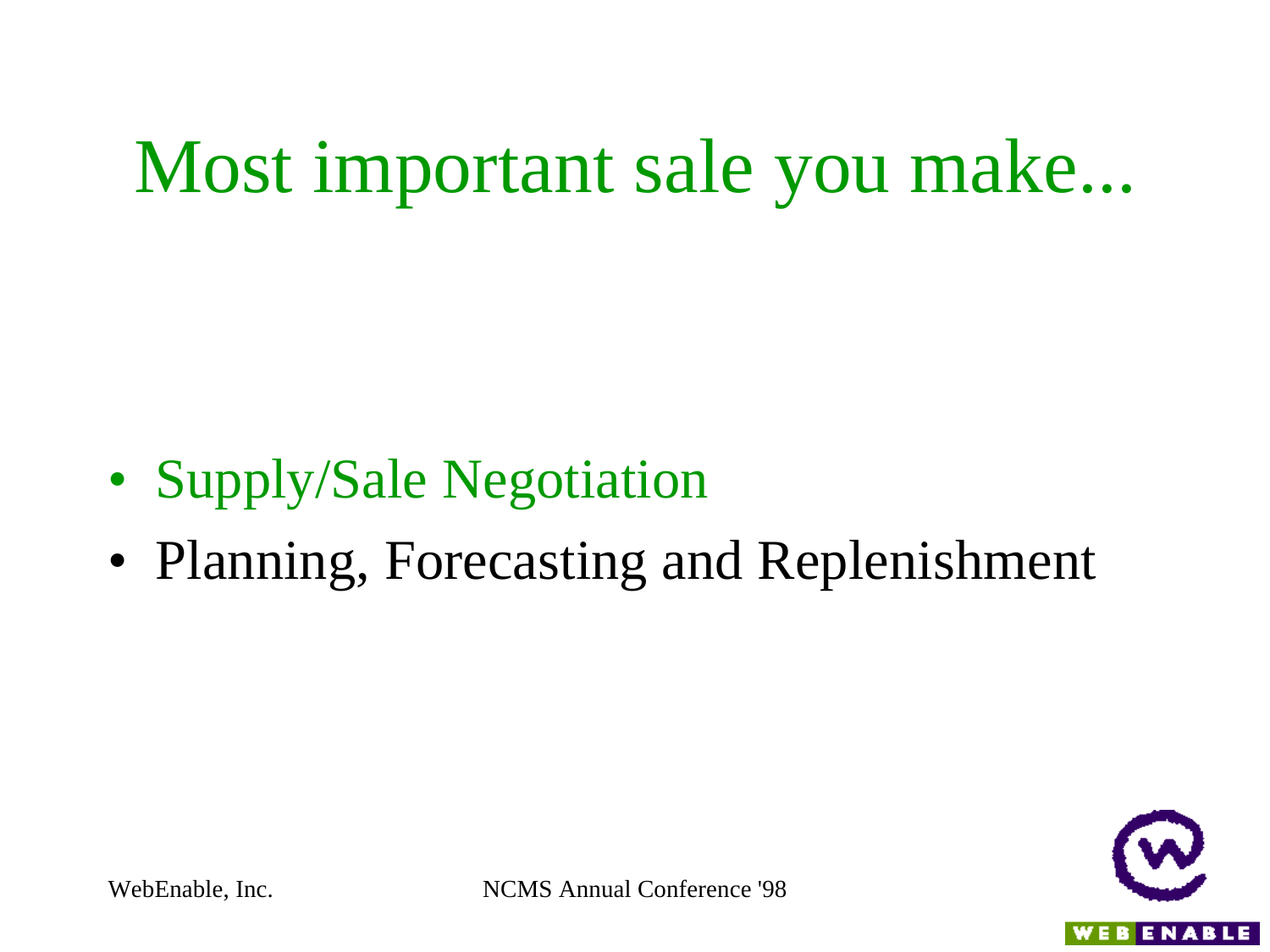# Most important sale you make...

- Supply/Sale Negotiation
- Planning, Forecasting and Replenishment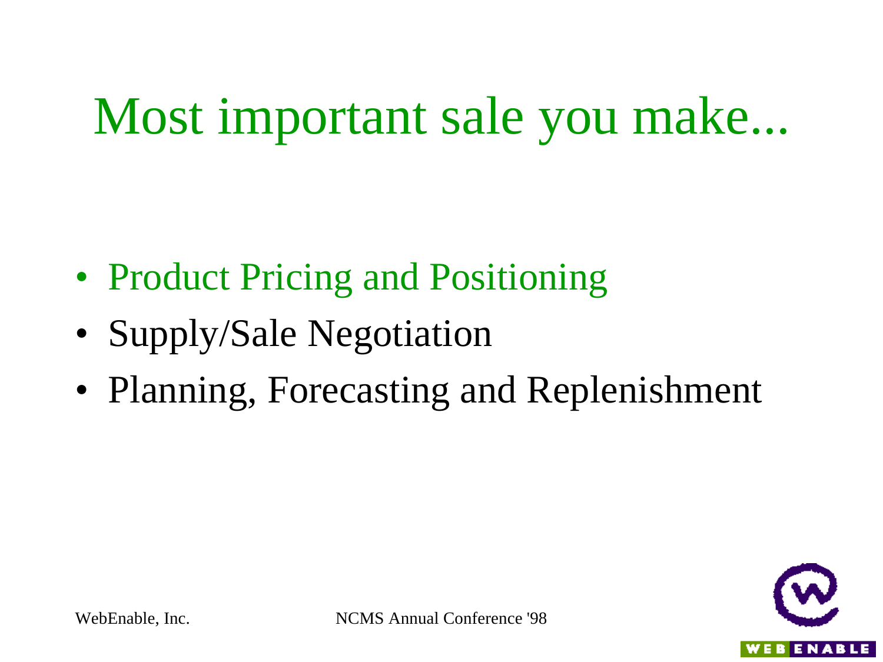# Most important sale you make...

- Product Pricing and Positioning
- Supply/Sale Negotiation
- Planning, Forecasting and Replenishment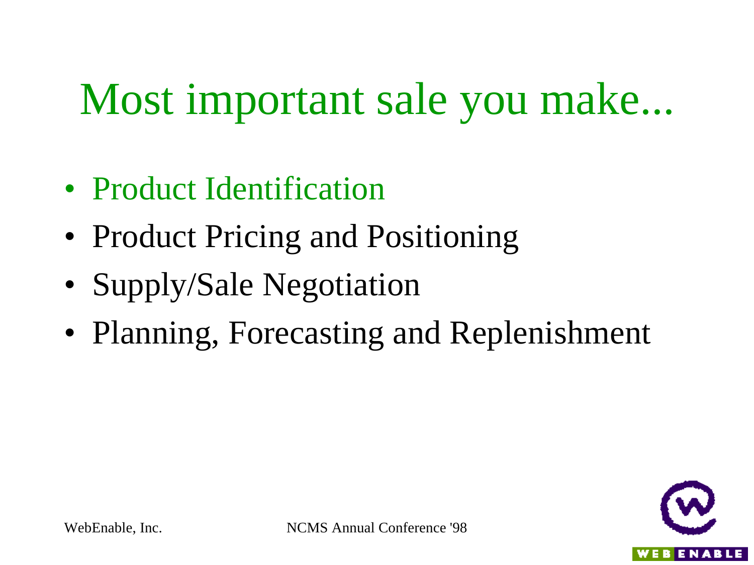# Most important sale you make...

- Product Identification
- Product Pricing and Positioning
- Supply/Sale Negotiation
- Planning, Forecasting and Replenishment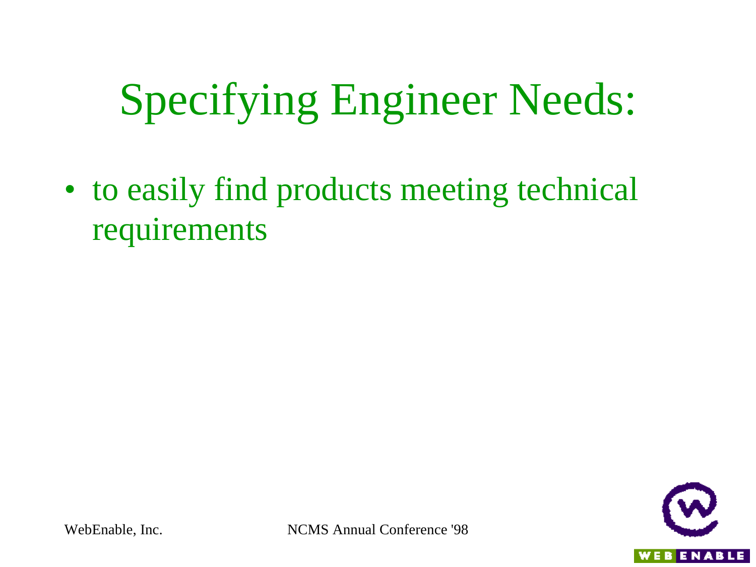# Specifying Engineer Needs:

- to easily find products meeting technical requirements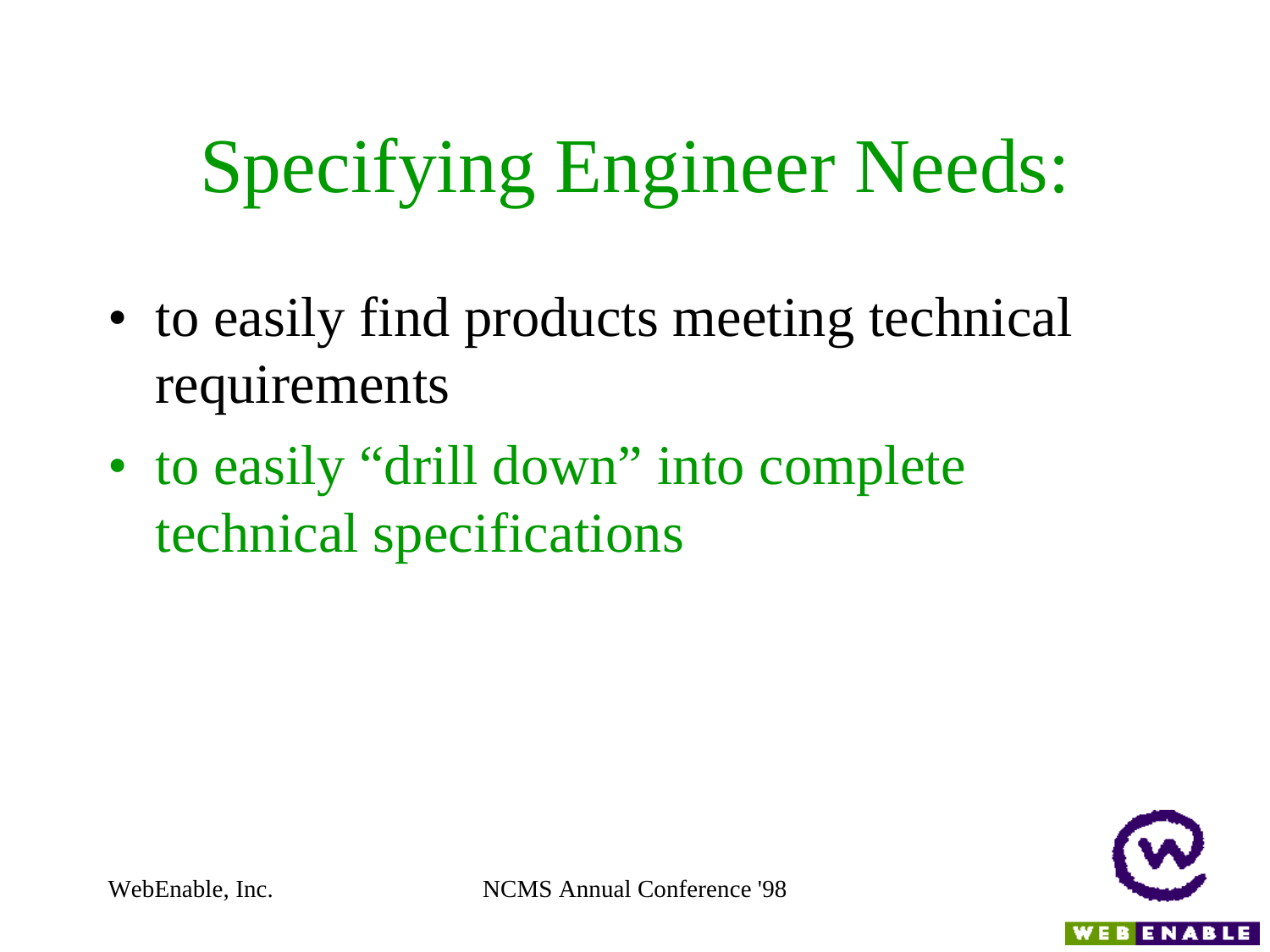# Specifying Engineer Needs:

- to easily find products meeting technical requirements
- to easily “drill down” into complete technical specifications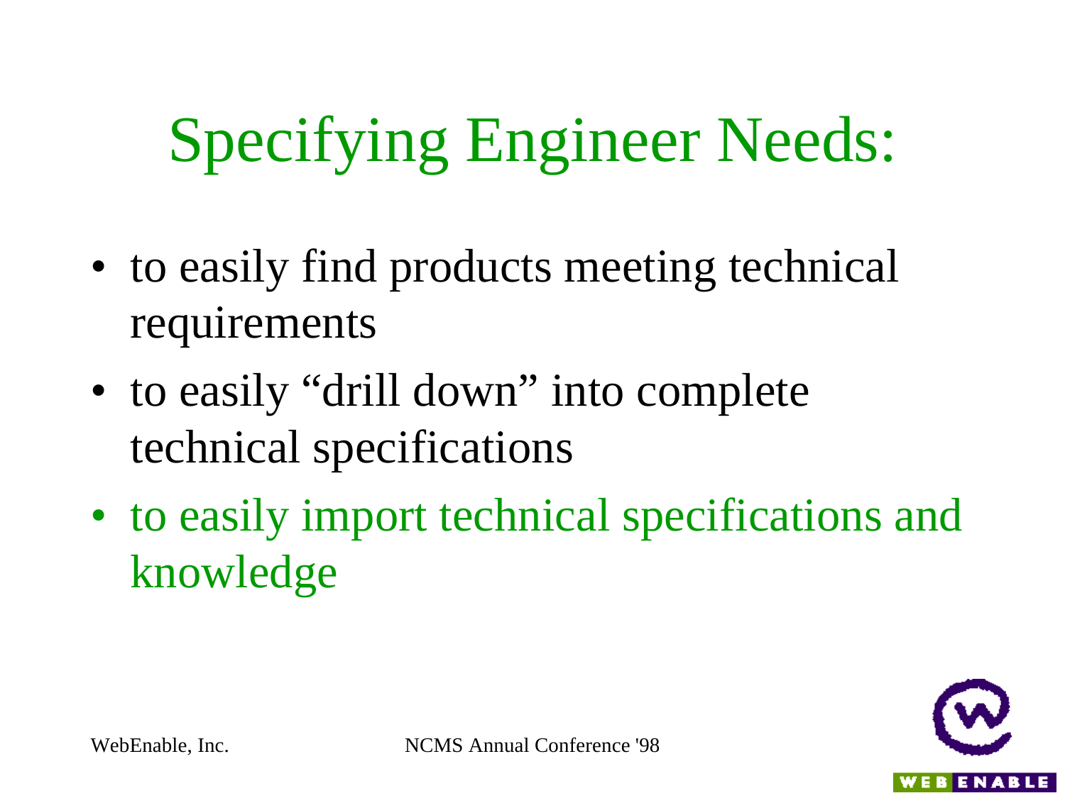# Specifying Engineer Needs:

- to easily find products meeting technical requirements
- to easily "drill down" into complete technical specifications
- to easily import technical specifications and knowledge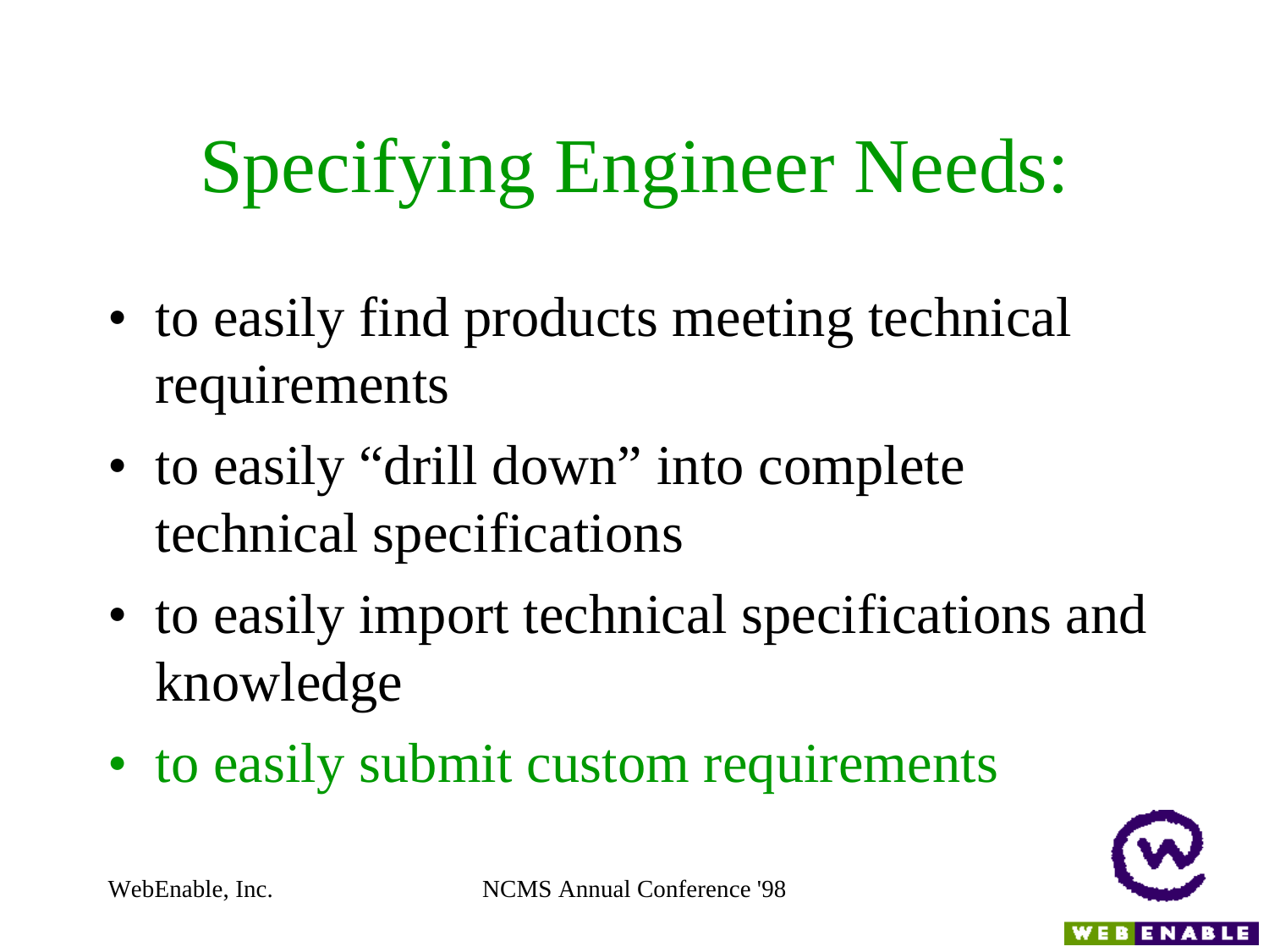# Specifying Engineer Needs:

- to easily find products meeting technical requirements
- to easily “drill down” into complete technical specifications
- to easily import technical specifications and knowledge
- to easily submit custom requirements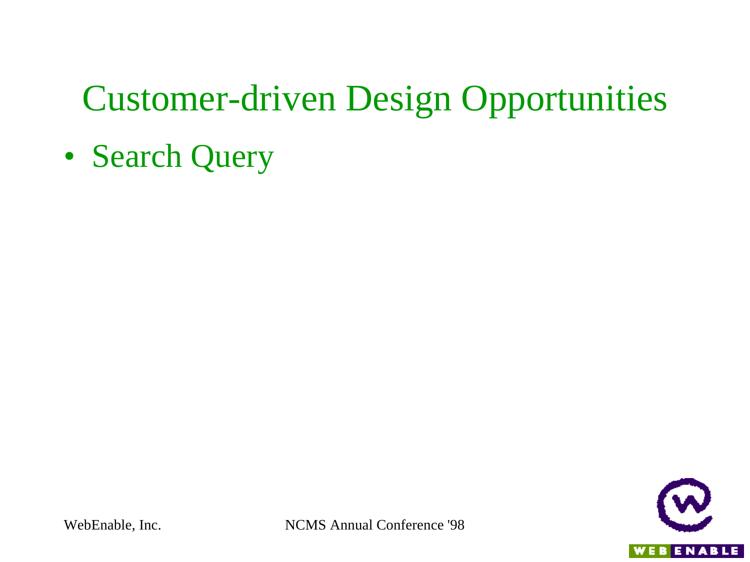# Customer-driven Design Opportunities

- Search Query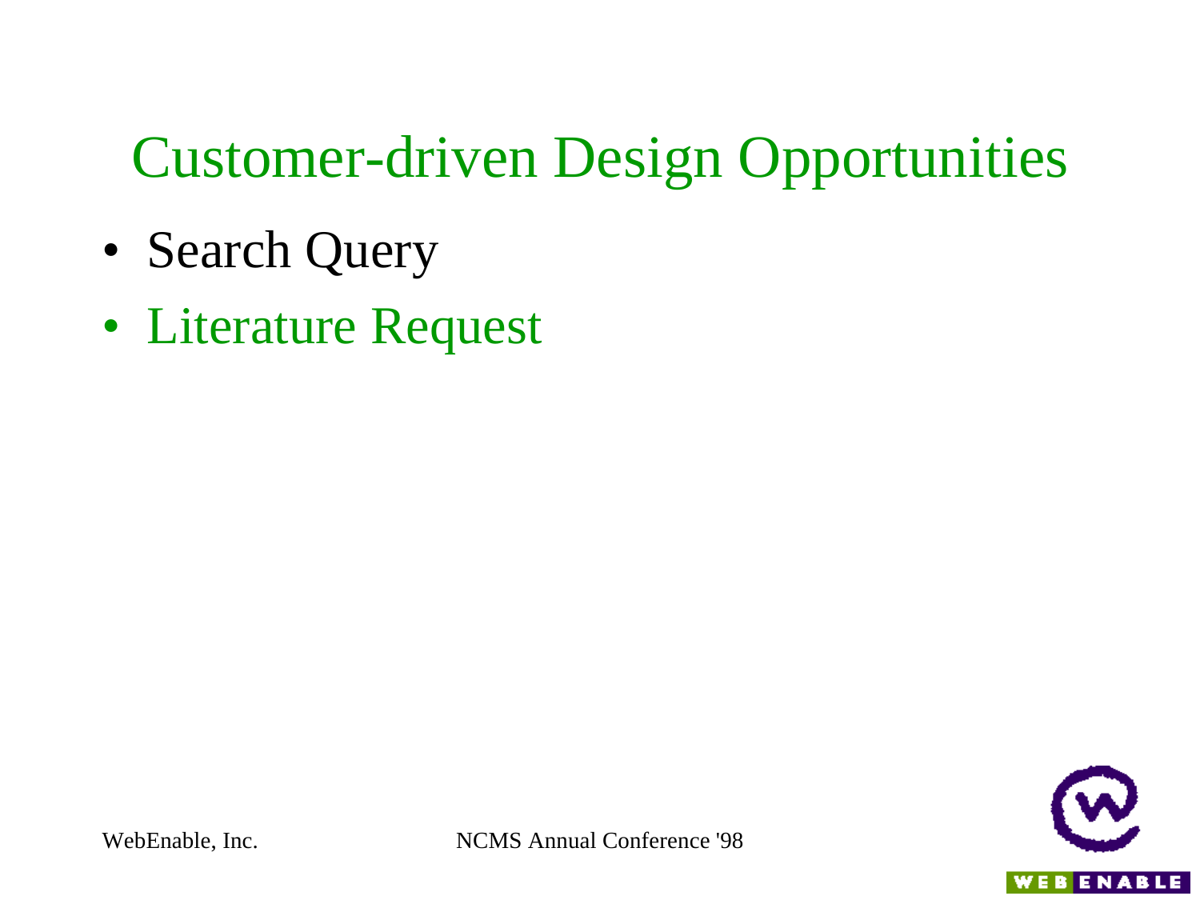# Customer-driven Design Opportunities

- Search Query
- Literature Request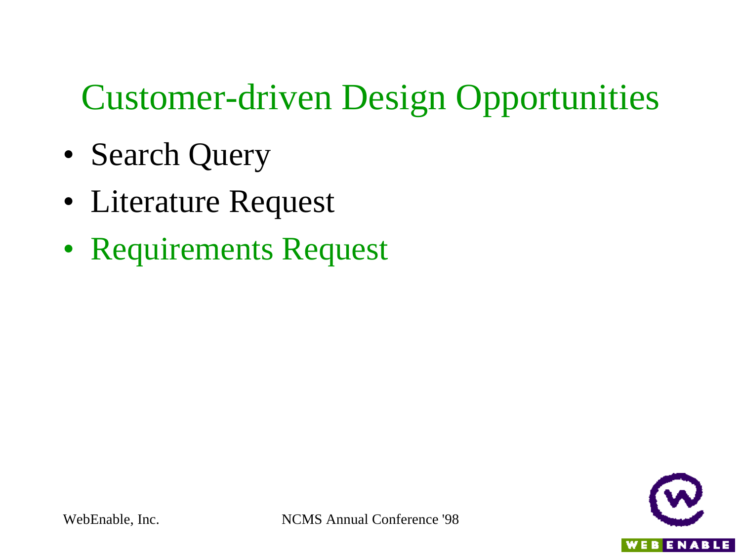# Customer-driven Design Opportunities

- Search Query
- Literature Request
- Requirements Request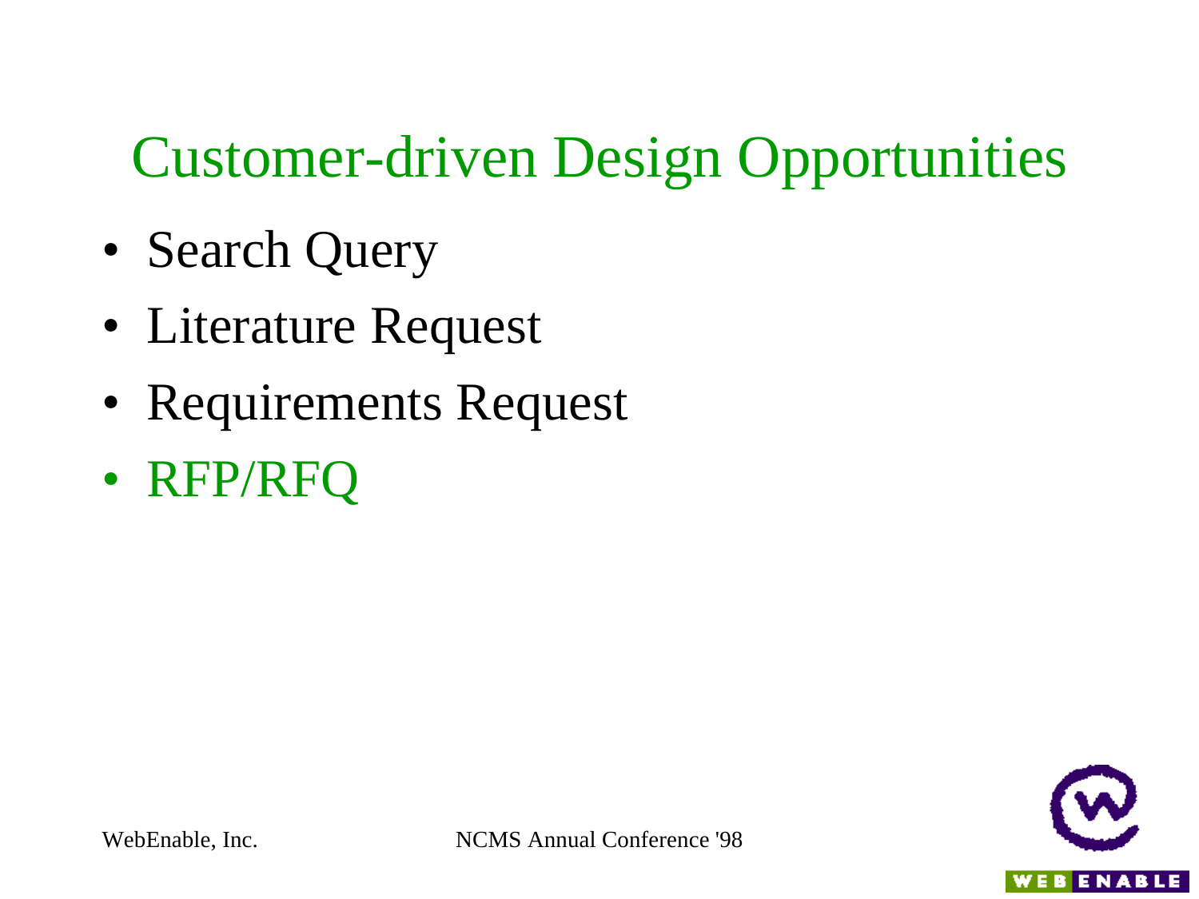# Customer-driven Design Opportunities

- Search Query
- Literature Request
- Requirements Request
- RFP/RFQ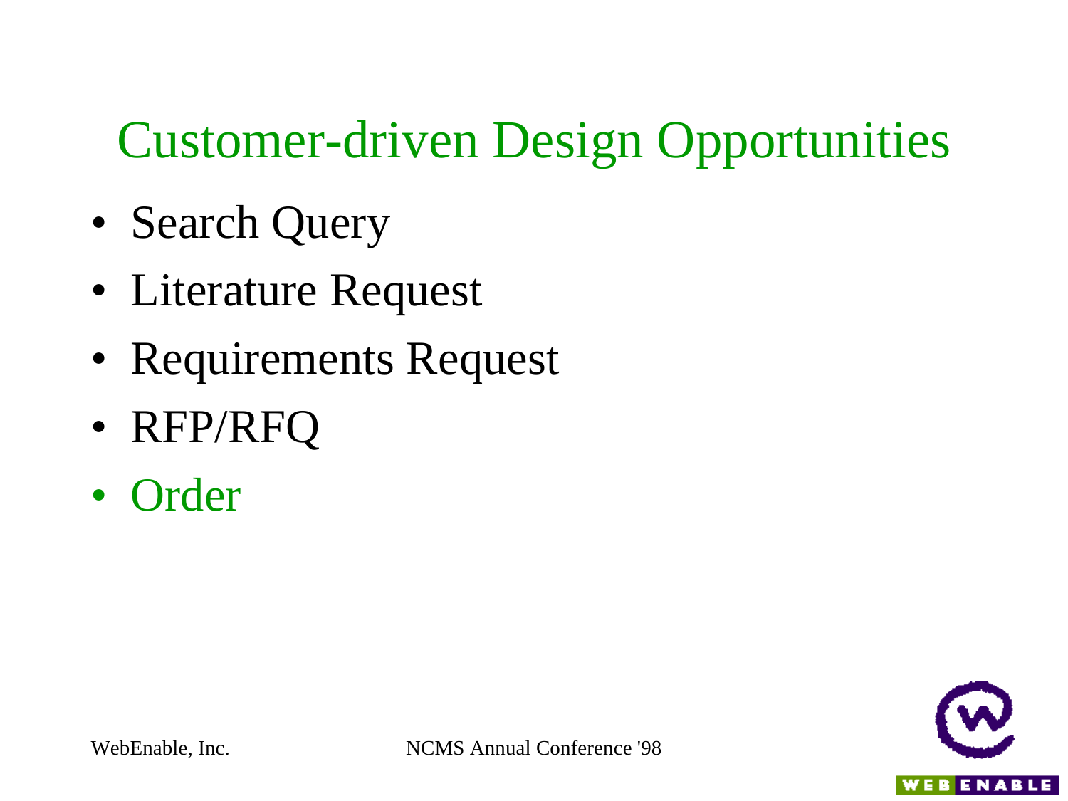# Customer-driven Design Opportunities

- Search Query
- Literature Request
- Requirements Request
- RFP/RFQ
- Order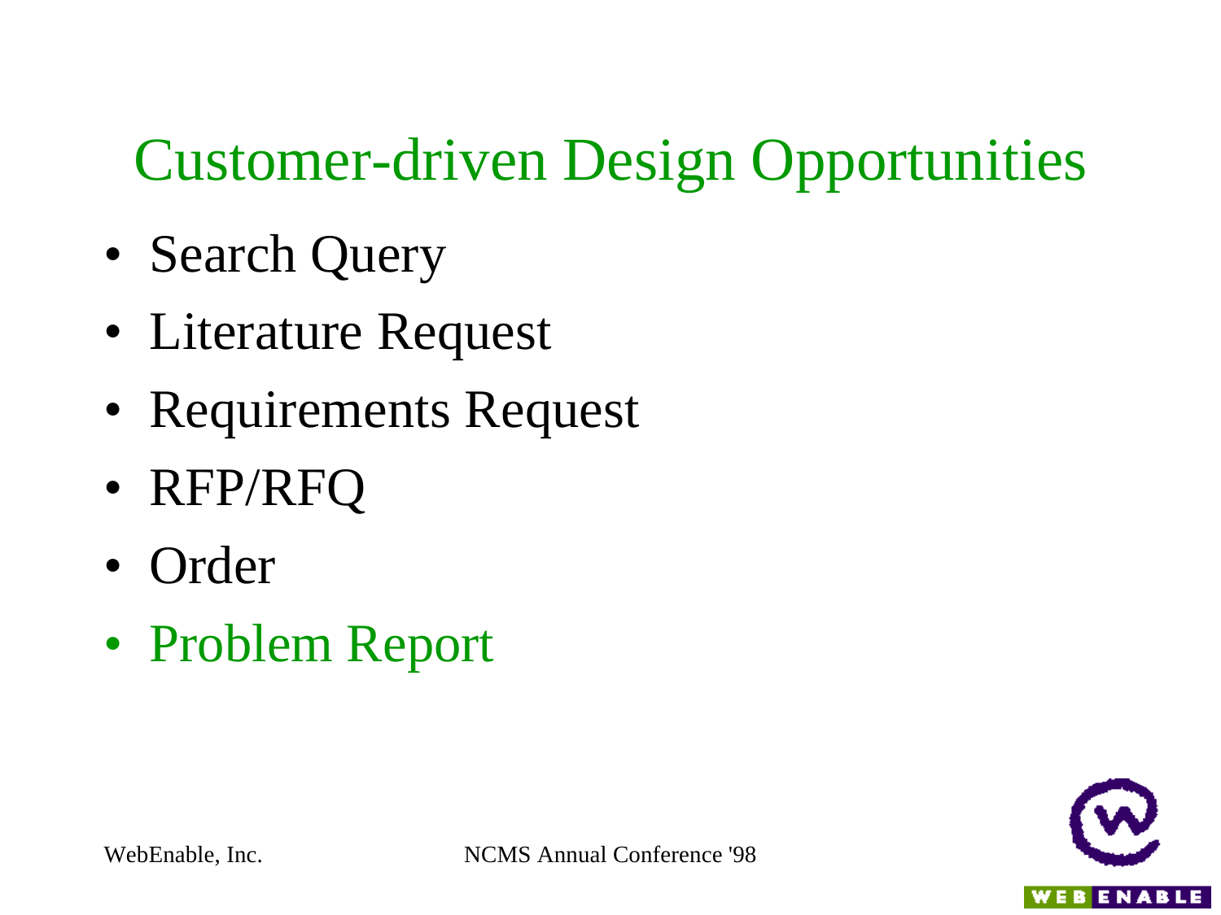# Customer-driven Design Opportunities

- Search Query
- Literature Request
- Requirements Request
- RFP/RFQ
- Order
- Problem Report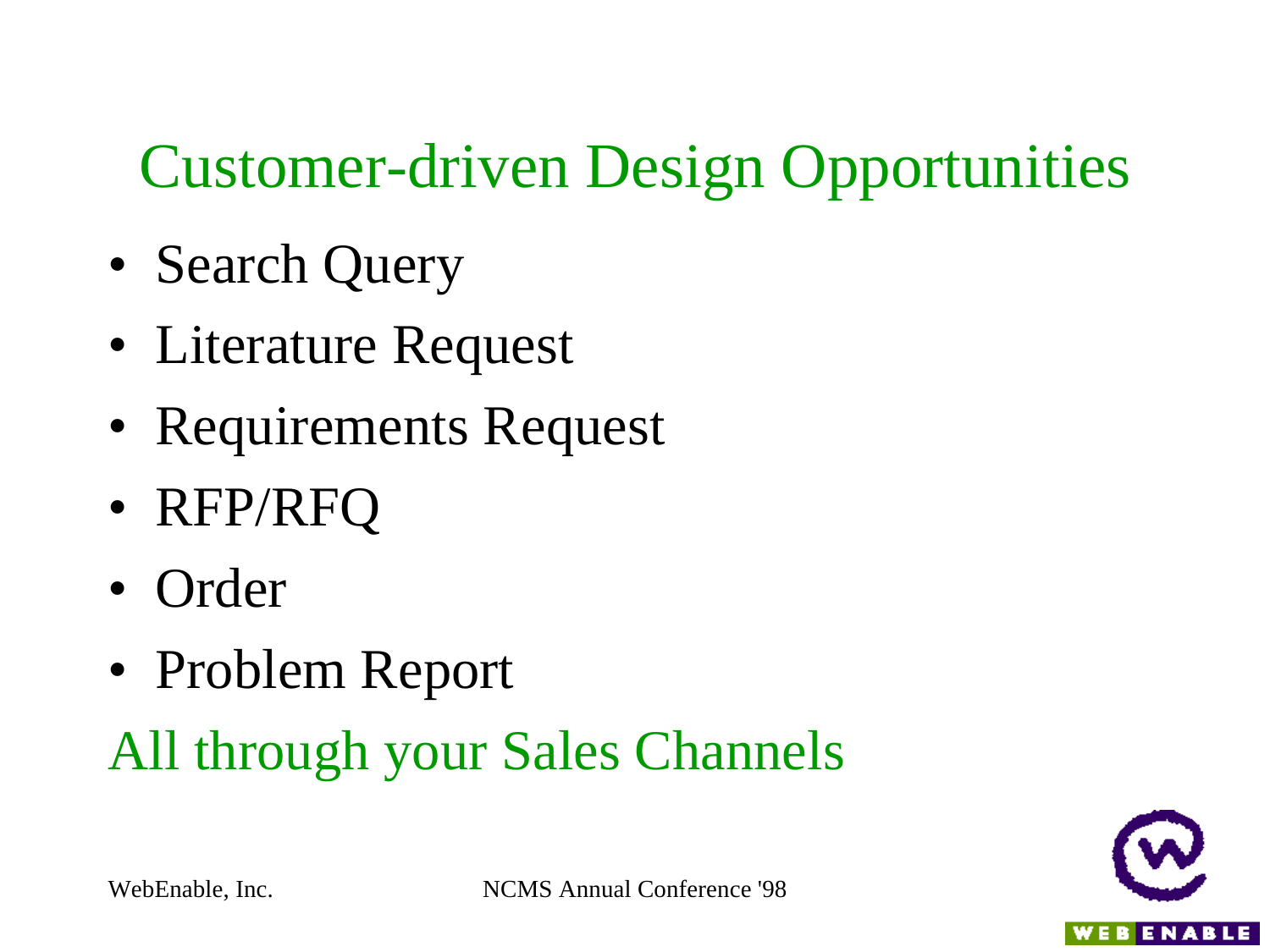# Customer-driven Design Opportunities

- Search Query
- Literature Request
- Requirements Request
- RFP/RFQ
- Order
- Problem Report

All through your Sales Channels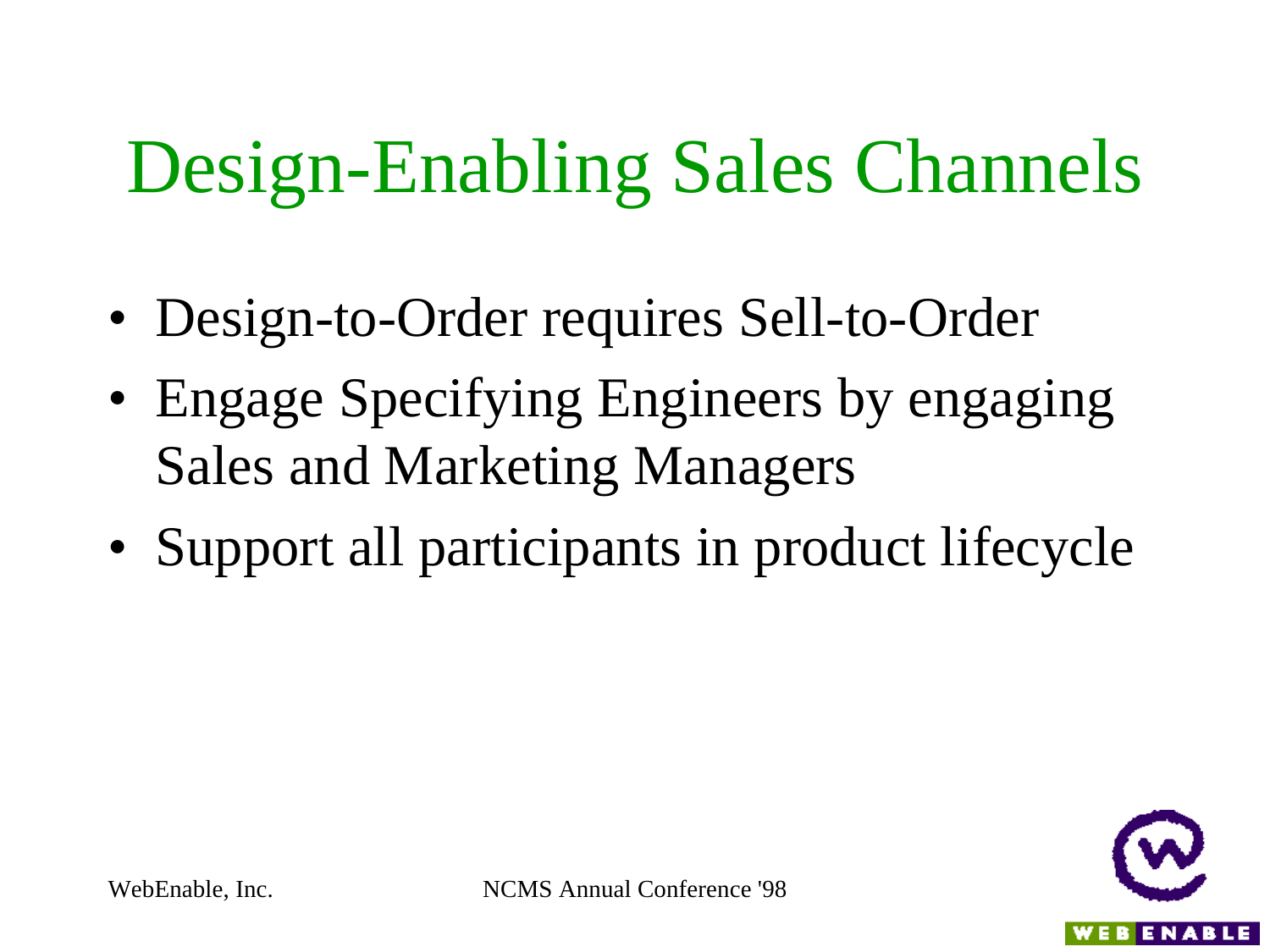# Design-Enabling Sales Channels

- Design-to-Order requires Sell-to-Order
- Engage Specifying Engineers by engaging Sales and Marketing Managers
- Support all participants in product lifecycle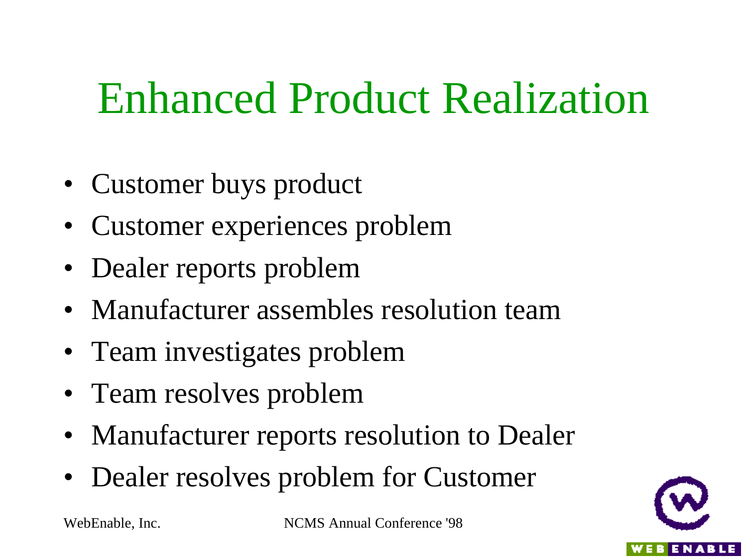# Enhanced Product Realization

- Customer buys product
- Customer experiences problem
- Dealer reports problem
- Manufacturer assembles resolution team
- Team investigates problem
- Team resolves problem
- Manufacturer reports resolution to Dealer
- Dealer resolves problem for Customer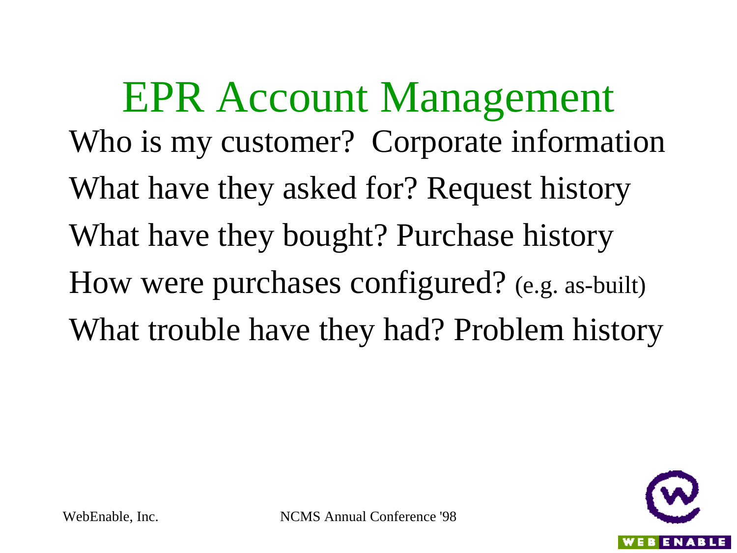# EPR Account Management

Who is my customer? Corporate information

What have they asked for? Request history

What have they bought? Purchase history

How were purchases configured? (e.g. as-built)

What trouble have they had? Problem history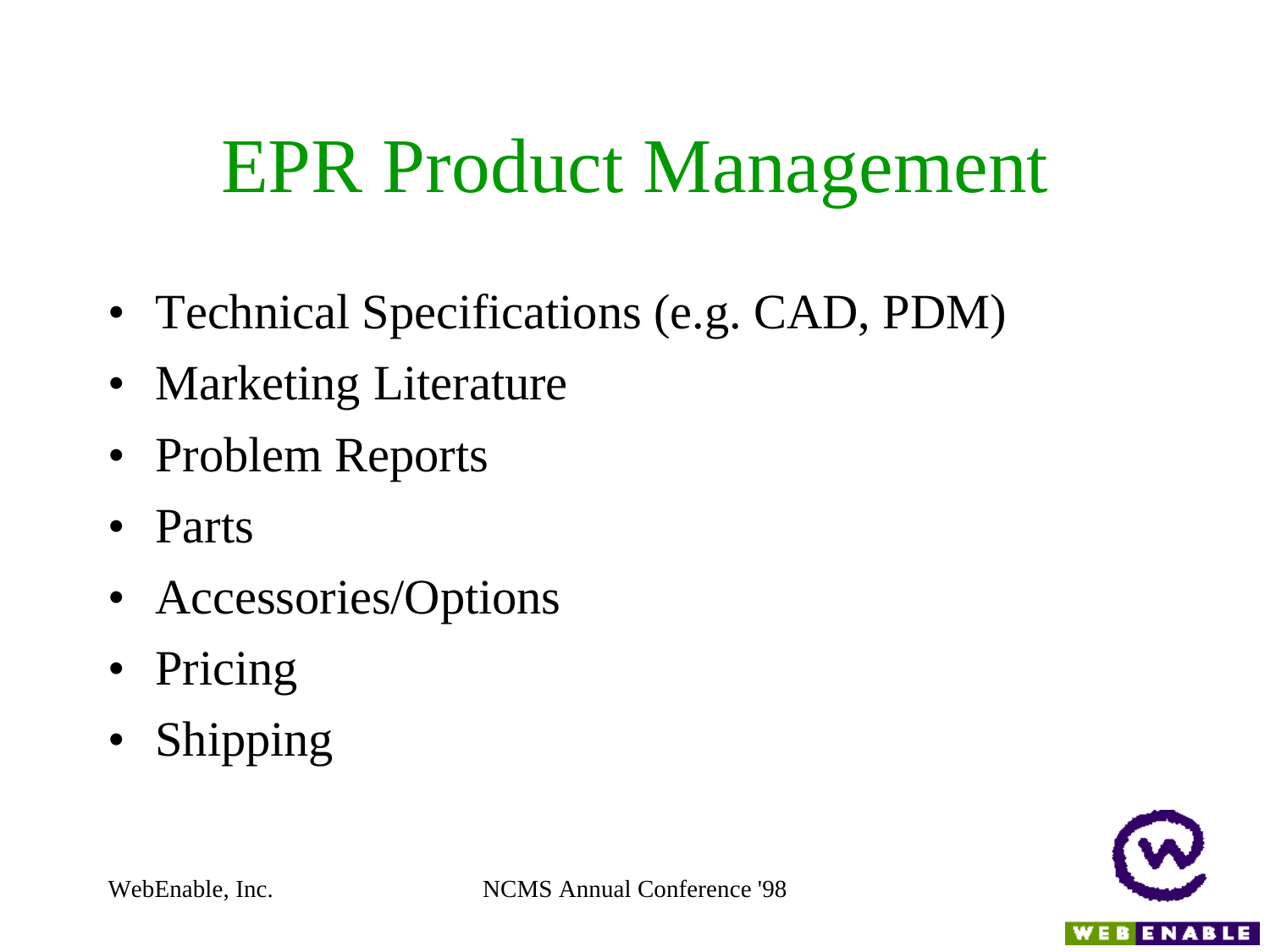# EPR Product Management

- Technical Specifications (e.g. CAD, PDM)
- Marketing Literature
- Problem Reports
- Parts
- Accessories/Options
- Pricing
- Shipping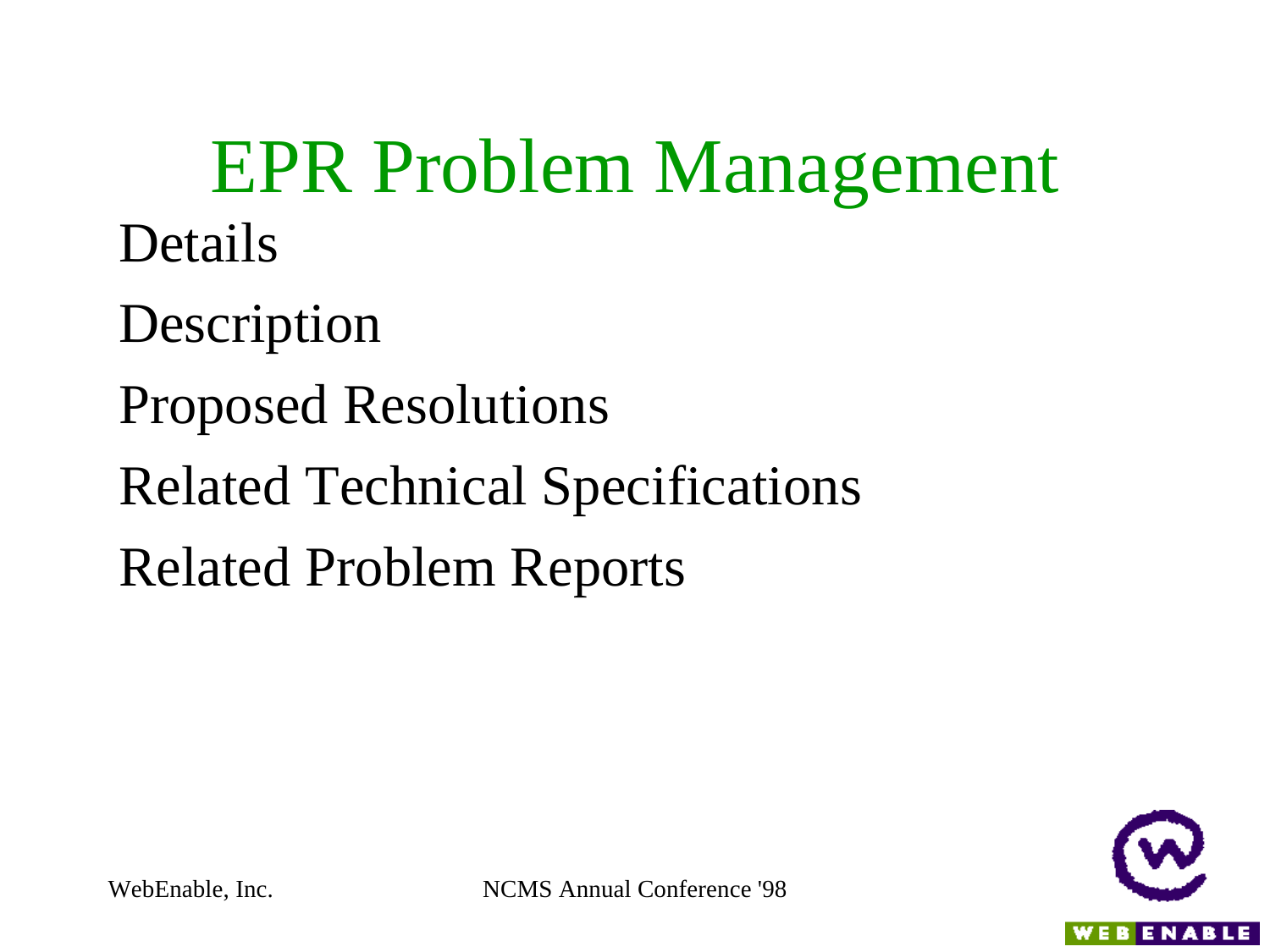# EPR Problem Management

Details

Description

Proposed Resolutions

Related Technical Specifications

Related Problem Reports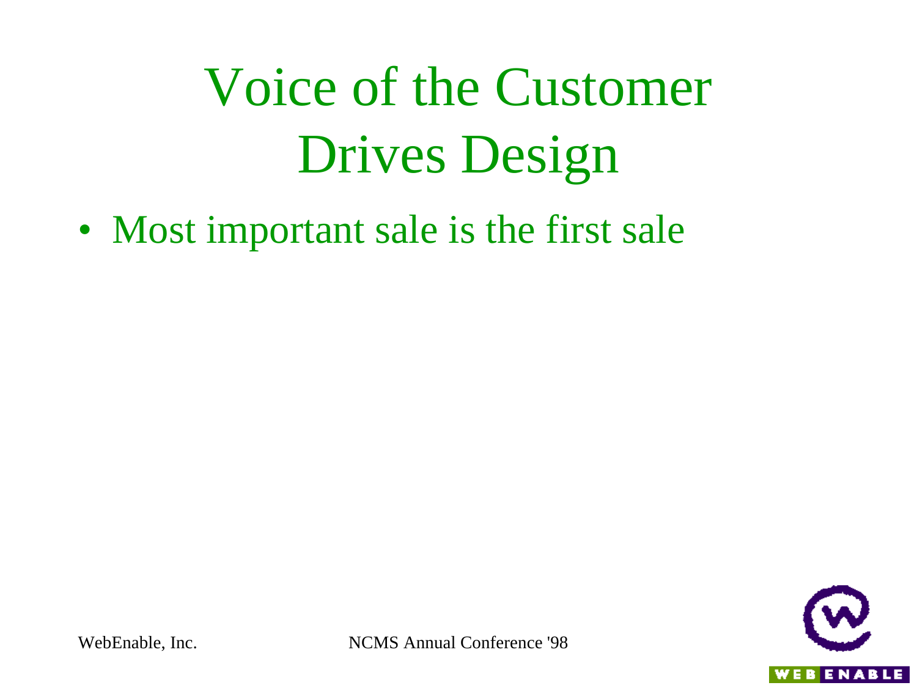# Voice of the Customer Drives Design

- Most important sale is the first sale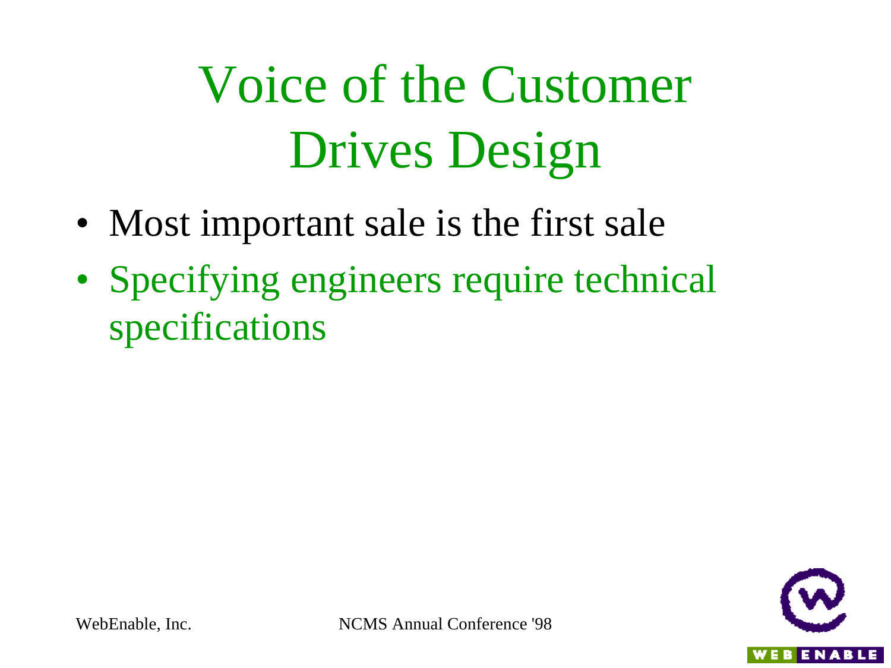# Voice of the Customer Drives Design

- Most important sale is the first sale
- Specifying engineers require technical specifications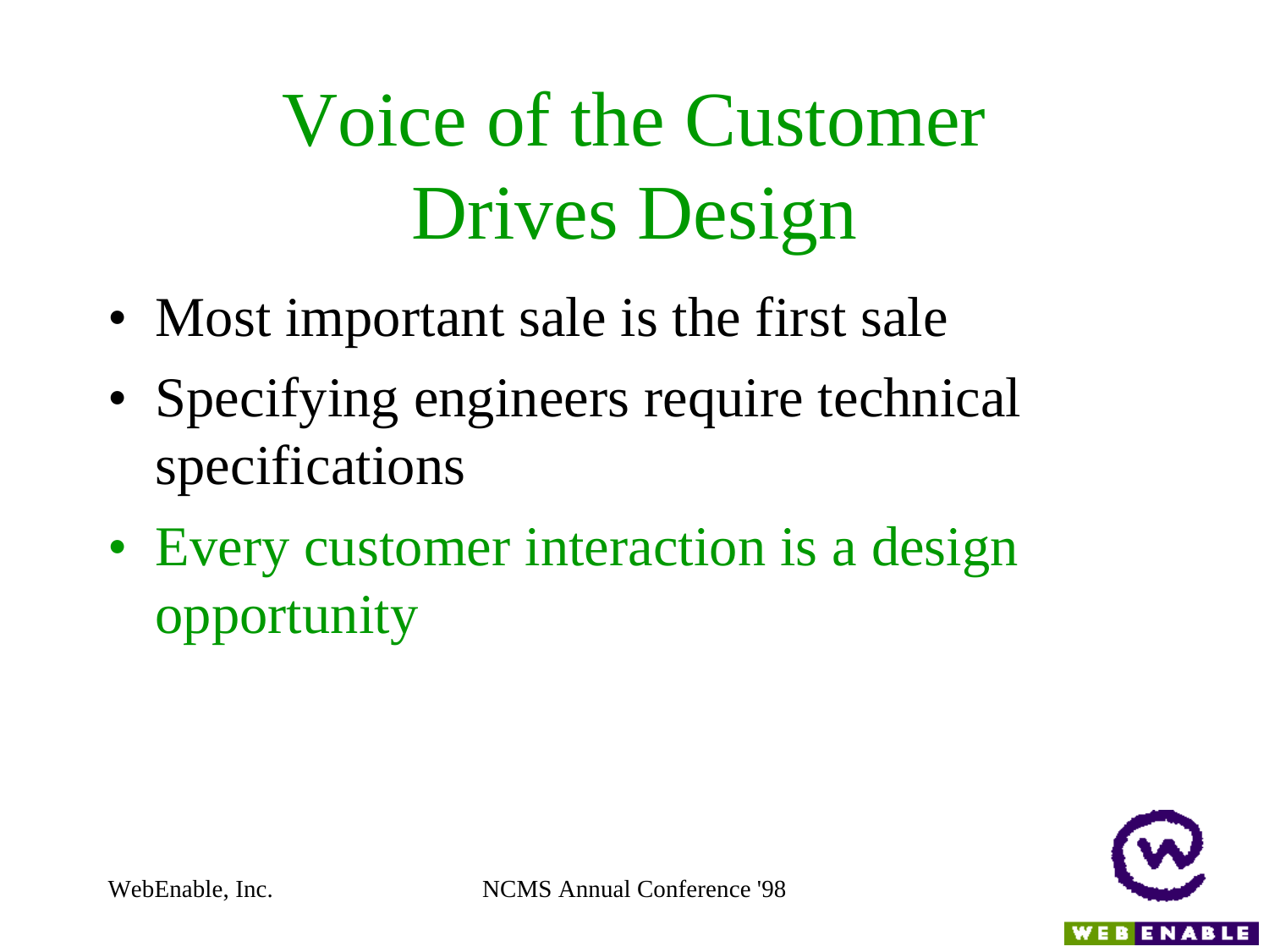# Voice of the Customer Drives Design

- Most important sale is the first sale
- Specifying engineers require technical specifications
- Every customer interaction is a design opportunity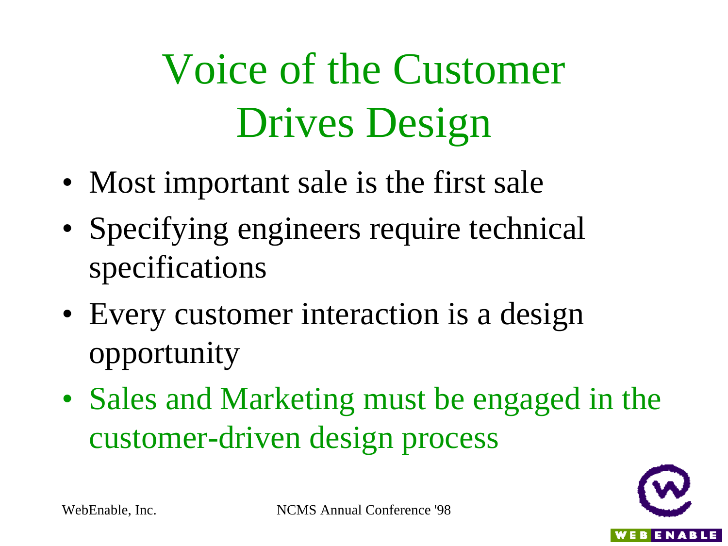# Voice of the Customer Drives Design

- Most important sale is the first sale
- Specifying engineers require technical specifications
- Every customer interaction is a design opportunity
- Sales and Marketing must be engaged in the customer-driven design process